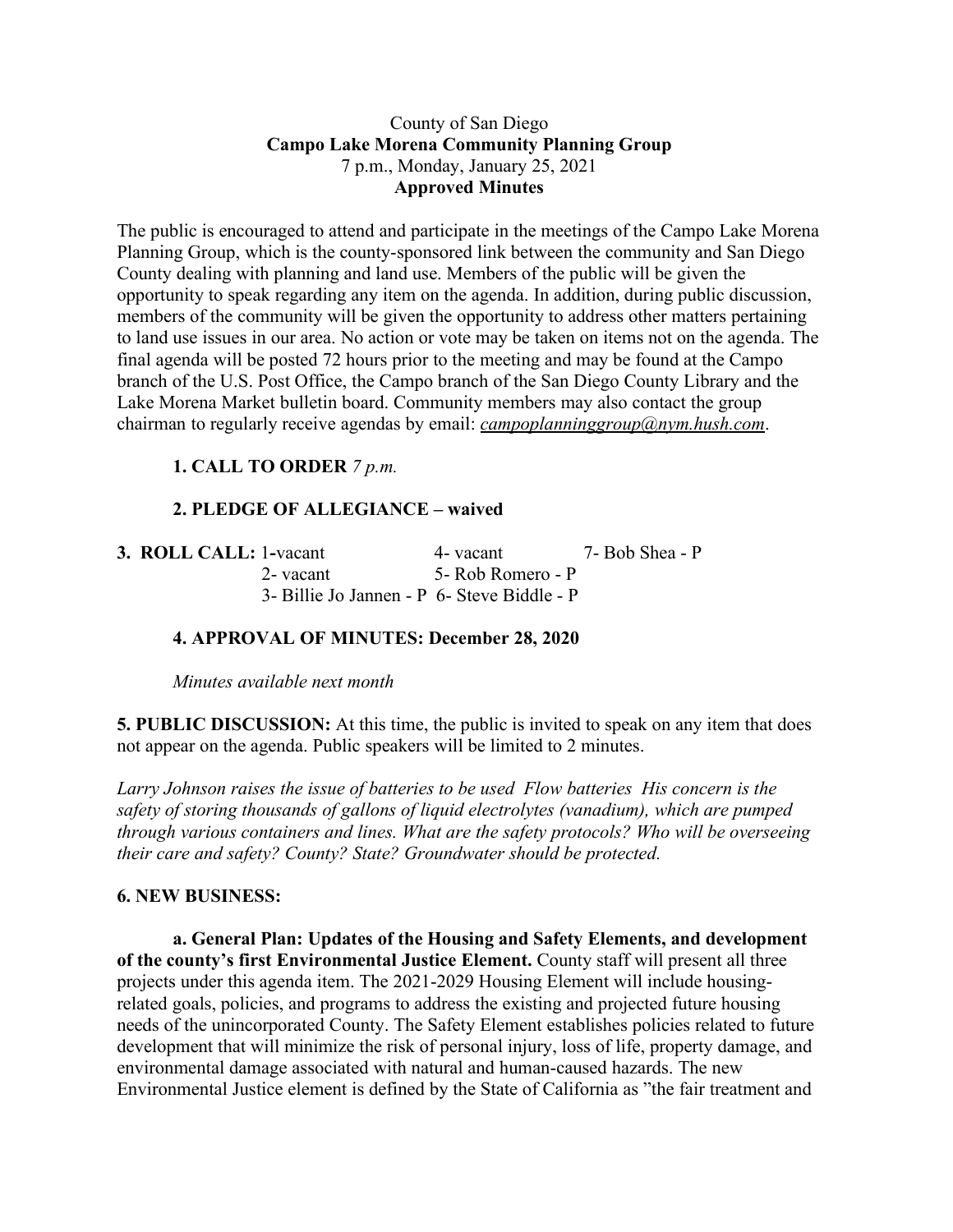County of San Diego
**Campo Lake Morena Community Planning Group**
7 p.m., Monday, January 25, 2021
**Approved Minutes**

The public is encouraged to attend and participate in the meetings of the Campo Lake Morena Planning Group, which is the county-sponsored link between the community and San Diego County dealing with planning and land use. Members of the public will be given the opportunity to speak regarding any item on the agenda. In addition, during public discussion, members of the community will be given the opportunity to address other matters pertaining to land use issues in our area. No action or vote may be taken on items not on the agenda. The final agenda will be posted 72 hours prior to the meeting and may be found at the Campo branch of the U.S. Post Office, the Campo branch of the San Diego County Library and the Lake Morena Market bulletin board. Community members may also contact the group chairman to regularly receive agendas by email: *campoplanninggroup@nym.hush.com*.

**1. CALL TO ORDER** *7 p.m.*

**2. PLEDGE OF ALLEGIANCE – waived**

**3. ROLL CALL:**

| | | |
|---|---|---|
| 1-vacant | 4- vacant | 7- Bob Shea - P |
| 2- vacant | 5- Rob Romero - P | |
| 3- Billie Jo Jannen - P | 6- Steve Biddle - P | |

**4. APPROVAL OF MINUTES: December 28, 2020**

*Minutes available next month*

**5. PUBLIC DISCUSSION:** At this time, the public is invited to speak on any item that does not appear on the agenda. Public speakers will be limited to 2 minutes.

*Larry Johnson raises the issue of batteries to be used Flow batteries His concern is the safety of storing thousands of gallons of liquid electrolytes (vanadium), which are pumped through various containers and lines. What are the safety protocols? Who will be overseeing their care and safety? County? State? Groundwater should be protected.*

**6. NEW BUSINESS:**

**a. General Plan: Updates of the Housing and Safety Elements, and development of the county's first Environmental Justice Element.** County staff will present all three projects under this agenda item. The 2021-2029 Housing Element will include housing-related goals, policies, and programs to address the existing and projected future housing needs of the unincorporated County. The Safety Element establishes policies related to future development that will minimize the risk of personal injury, loss of life, property damage, and environmental damage associated with natural and human-caused hazards. The new Environmental Justice element is defined by the State of California as "the fair treatment and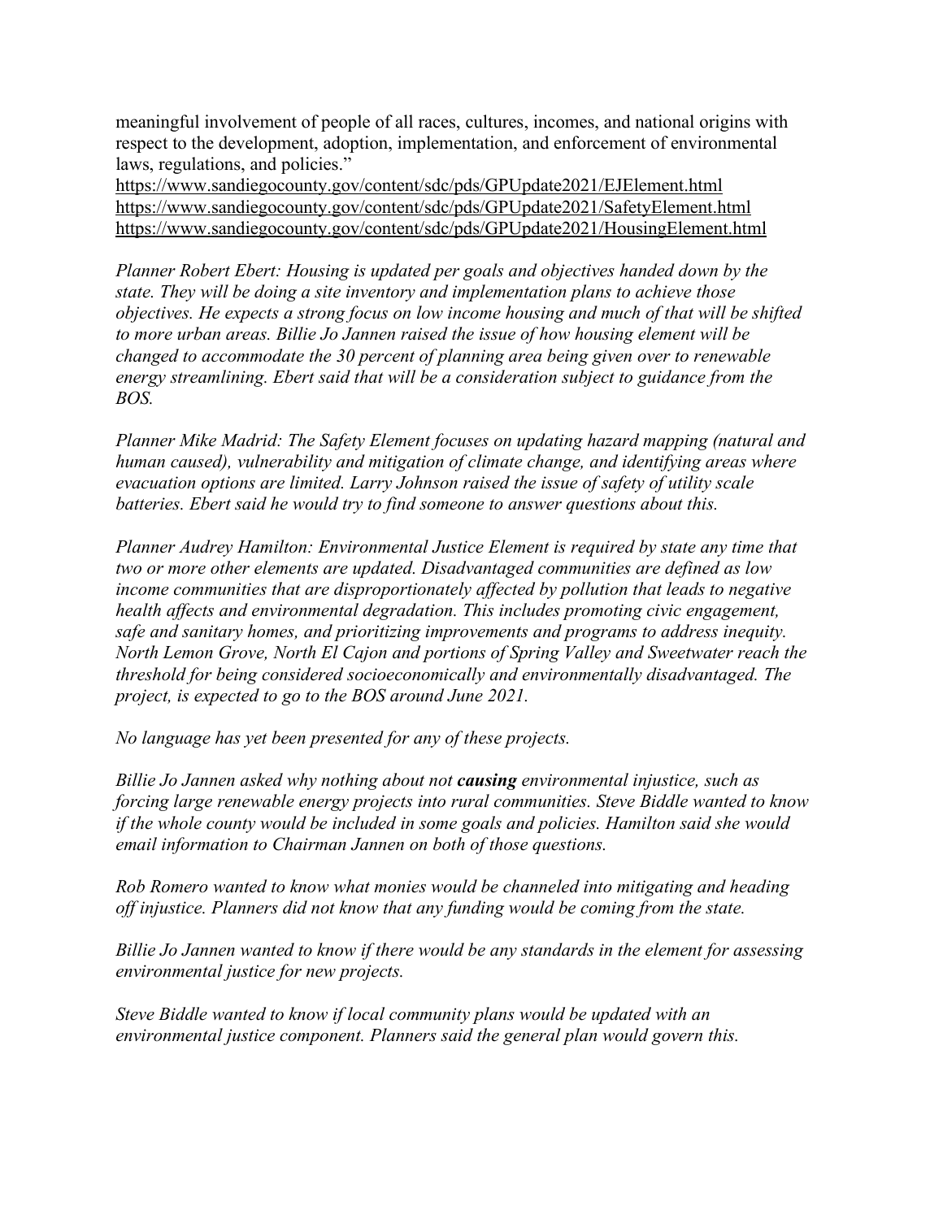meaningful involvement of people of all races, cultures, incomes, and national origins with respect to the development, adoption, implementation, and enforcement of environmental laws, regulations, and policies."
https://www.sandiegocounty.gov/content/sdc/pds/GPUpdate2021/EJElement.html
https://www.sandiegocounty.gov/content/sdc/pds/GPUpdate2021/SafetyElement.html
https://www.sandiegocounty.gov/content/sdc/pds/GPUpdate2021/HousingElement.html

*Planner Robert Ebert: Housing is updated per goals and objectives handed down by the state. They will be doing a site inventory and implementation plans to achieve those objectives. He expects a strong focus on low income housing and much of that will be shifted to more urban areas. Billie Jo Jannen raised the issue of how housing element will be changed to accommodate the 30 percent of planning area being given over to renewable energy streamlining. Ebert said that will be a consideration subject to guidance from the BOS.*

*Planner Mike Madrid: The Safety Element focuses on updating hazard mapping (natural and human caused), vulnerability and mitigation of climate change, and identifying areas where evacuation options are limited. Larry Johnson raised the issue of safety of utility scale batteries. Ebert said he would try to find someone to answer questions about this.*

*Planner Audrey Hamilton: Environmental Justice Element is required by state any time that two or more other elements are updated. Disadvantaged communities are defined as low income communities that are disproportionately affected by pollution that leads to negative health affects and environmental degradation. This includes promoting civic engagement, safe and sanitary homes, and prioritizing improvements and programs to address inequity. North Lemon Grove, North El Cajon and portions of Spring Valley and Sweetwater reach the threshold for being considered socioeconomically and environmentally disadvantaged. The project, is expected to go to the BOS around June 2021.*

*No language has yet been presented for any of these projects.*

*Billie Jo Jannen asked why nothing about not* ***causing*** *environmental injustice, such as forcing large renewable energy projects into rural communities. Steve Biddle wanted to know if the whole county would be included in some goals and policies. Hamilton said she would email information to Chairman Jannen on both of those questions.*

*Rob Romero wanted to know what monies would be channeled into mitigating and heading off injustice. Planners did not know that any funding would be coming from the state.*

*Billie Jo Jannen wanted to know if there would be any standards in the element for assessing environmental justice for new projects.*

*Steve Biddle wanted to know if local community plans would be updated with an environmental justice component. Planners said the general plan would govern this.*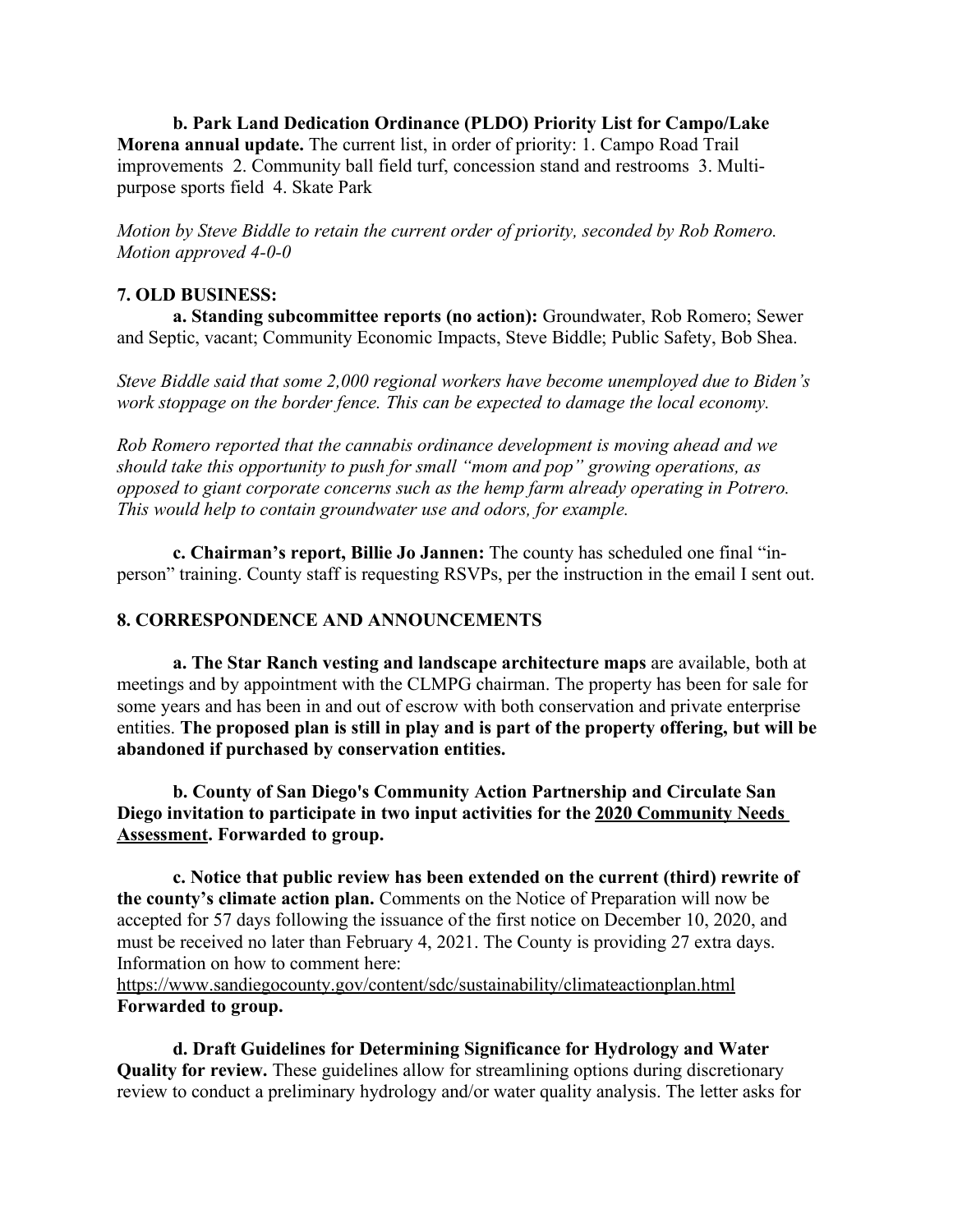**b. Park Land Dedication Ordinance (PLDO) Priority List for Campo/Lake Morena annual update.** The current list, in order of priority: 1. Campo Road Trail improvements 2. Community ball field turf, concession stand and restrooms 3. Multi-purpose sports field 4. Skate Park

*Motion by Steve Biddle to retain the current order of priority, seconded by Rob Romero. Motion approved 4-0-0*

## 7. OLD BUSINESS:

**a. Standing subcommittee reports (no action):** Groundwater, Rob Romero; Sewer and Septic, vacant; Community Economic Impacts, Steve Biddle; Public Safety, Bob Shea.

*Steve Biddle said that some 2,000 regional workers have become unemployed due to Biden's work stoppage on the border fence. This can be expected to damage the local economy.*

*Rob Romero reported that the cannabis ordinance development is moving ahead and we should take this opportunity to push for small "mom and pop" growing operations, as opposed to giant corporate concerns such as the hemp farm already operating in Potrero. This would help to contain groundwater use and odors, for example.*

**c. Chairman's report, Billie Jo Jannen:** The county has scheduled one final "in-person" training. County staff is requesting RSVPs, per the instruction in the email I sent out.

## 8. CORRESPONDENCE AND ANNOUNCEMENTS

**a. The Star Ranch vesting and landscape architecture maps** are available, both at meetings and by appointment with the CLMPG chairman. The property has been for sale for some years and has been in and out of escrow with both conservation and private enterprise entities. **The proposed plan is still in play and is part of the property offering, but will be abandoned if purchased by conservation entities.**

**b. County of San Diego's Community Action Partnership and Circulate San Diego invitation to participate in two input activities for the 2020 Community Needs Assessment. Forwarded to group.**

**c. Notice that public review has been extended on the current (third) rewrite of the county's climate action plan.** Comments on the Notice of Preparation will now be accepted for 57 days following the issuance of the first notice on December 10, 2020, and must be received no later than February 4, 2021. The County is providing 27 extra days. Information on how to comment here:
https://www.sandiegocounty.gov/content/sdc/sustainability/climateactionplan.html
**Forwarded to group.**

**d. Draft Guidelines for Determining Significance for Hydrology and Water Quality for review.** These guidelines allow for streamlining options during discretionary review to conduct a preliminary hydrology and/or water quality analysis. The letter asks for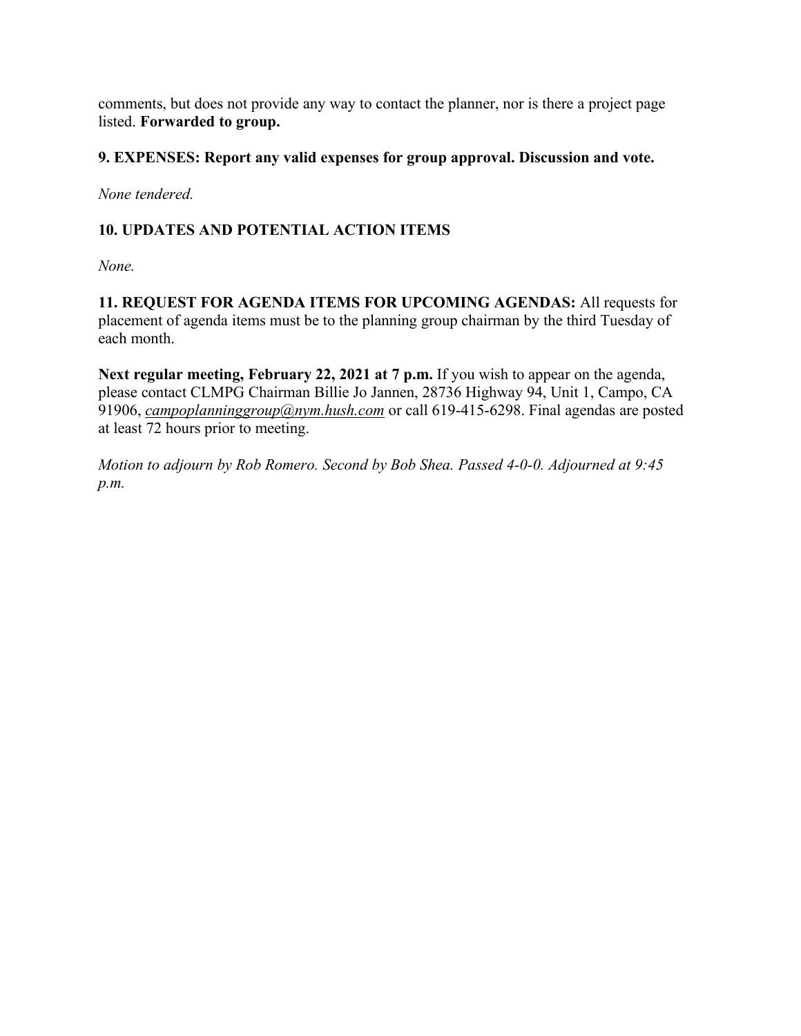comments, but does not provide any way to contact the planner, nor is there a project page listed. **Forwarded to group.**

**9. EXPENSES: Report any valid expenses for group approval. Discussion and vote.**

*None tendered.*

**10. UPDATES AND POTENTIAL ACTION ITEMS**

*None.*

**11. REQUEST FOR AGENDA ITEMS FOR UPCOMING AGENDAS:** All requests for placement of agenda items must be to the planning group chairman by the third Tuesday of each month.

**Next regular meeting, February 22, 2021 at 7 p.m.** If you wish to appear on the agenda, please contact CLMPG Chairman Billie Jo Jannen, 28736 Highway 94, Unit 1, Campo, CA 91906, *campoplanninggroup@nym.hush.com* or call 619-415-6298. Final agendas are posted at least 72 hours prior to meeting.

*Motion to adjourn by Rob Romero. Second by Bob Shea. Passed 4-0-0. Adjourned at 9:45 p.m.*